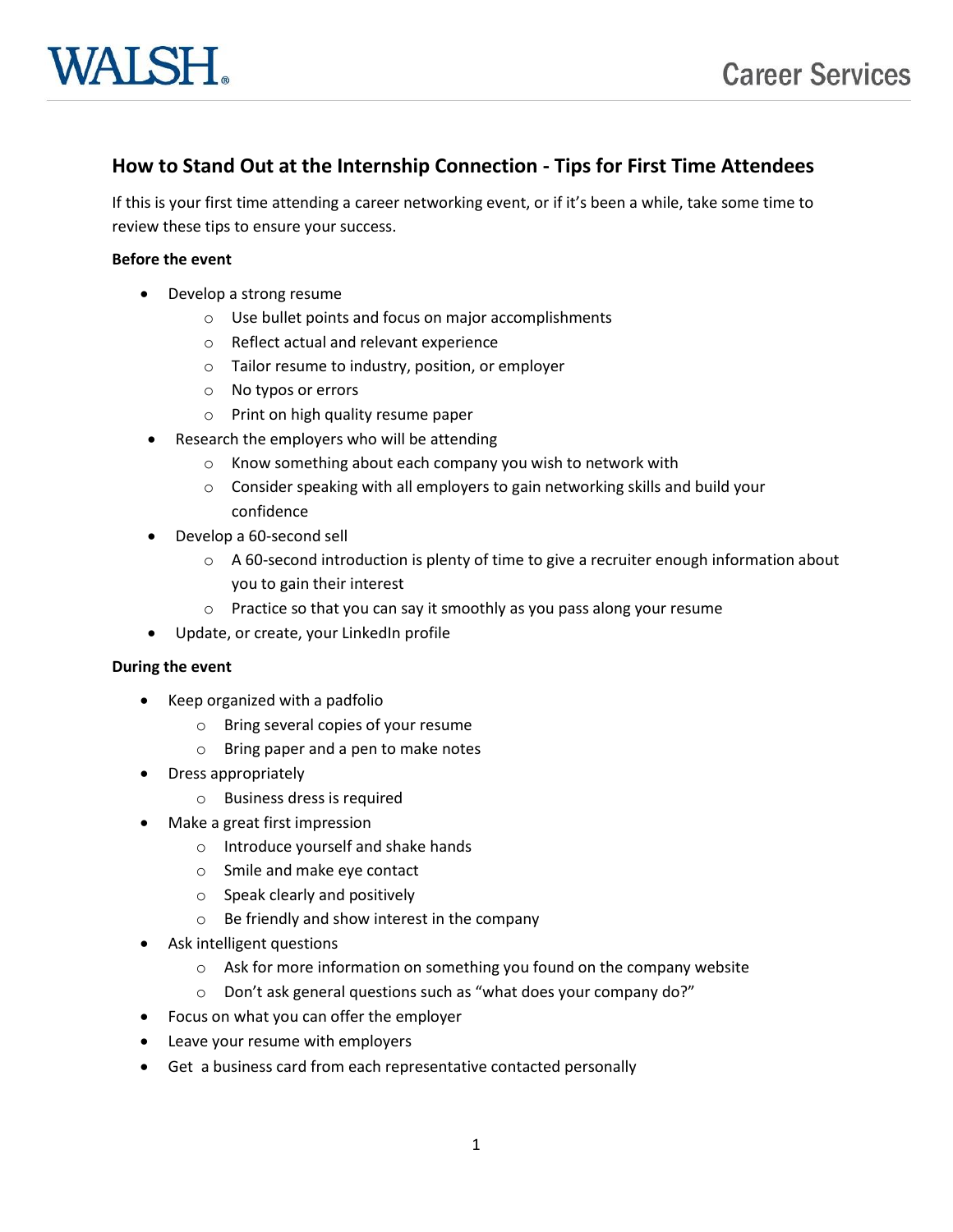WALSH®

Career Services

## How to Stand Out at the Internship Connection - Tips for First Time Attendees

If this is your first time attending a career networking event, or if it's been a while, take some time to review these tips to ensure your success.

**Before the event**

- Develop a strong resume
  - Use bullet points and focus on major accomplishments
  - Reflect actual and relevant experience
  - Tailor resume to industry, position, or employer
  - No typos or errors
  - Print on high quality resume paper
- Research the employers who will be attending
  - Know something about each company you wish to network with
  - Consider speaking with all employers to gain networking skills and build your confidence
- Develop a 60-second sell
  - A 60-second introduction is plenty of time to give a recruiter enough information about you to gain their interest
  - Practice so that you can say it smoothly as you pass along your resume
- Update, or create, your LinkedIn profile

**During the event**

- Keep organized with a padfolio
  - Bring several copies of your resume
  - Bring paper and a pen to make notes
- Dress appropriately
  - Business dress is required
- Make a great first impression
  - Introduce yourself and shake hands
  - Smile and make eye contact
  - Speak clearly and positively
  - Be friendly and show interest in the company
- Ask intelligent questions
  - Ask for more information on something you found on the company website
  - Don't ask general questions such as "what does your company do?"
- Focus on what you can offer the employer
- Leave your resume with employers
- Get a business card from each representative contacted personally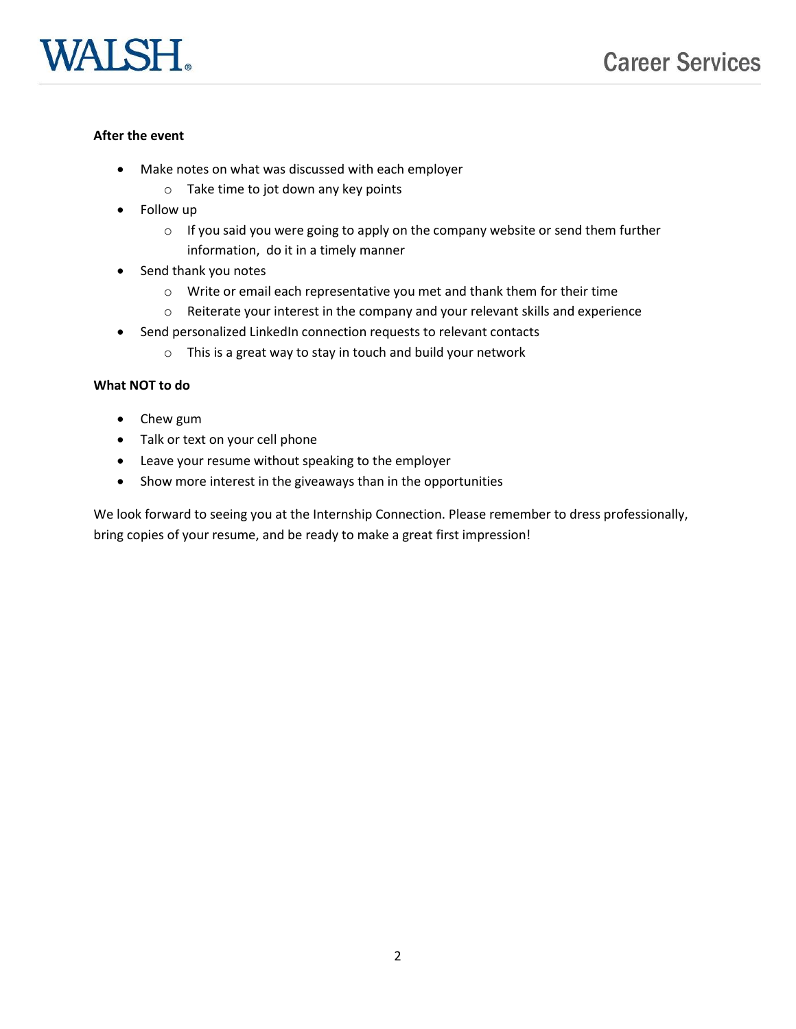**After the event**

- Make notes on what was discussed with each employer
  - Take time to jot down any key points
- Follow up
  - If you said you were going to apply on the company website or send them further information, do it in a timely manner
- Send thank you notes
  - Write or email each representative you met and thank them for their time
  - Reiterate your interest in the company and your relevant skills and experience
- Send personalized LinkedIn connection requests to relevant contacts
  - This is a great way to stay in touch and build your network

**What NOT to do**

- Chew gum
- Talk or text on your cell phone
- Leave your resume without speaking to the employer
- Show more interest in the giveaways than in the opportunities

We look forward to seeing you at the Internship Connection. Please remember to dress professionally, bring copies of your resume, and be ready to make a great first impression!